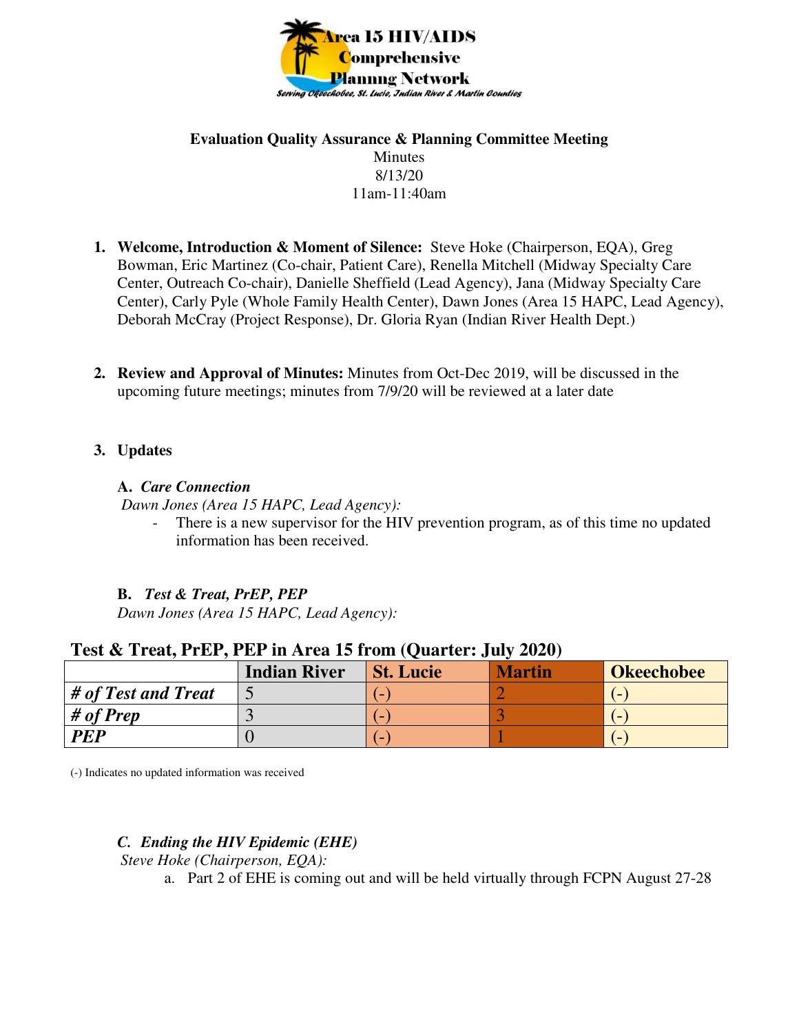Area 15 HIV/AIDS Comprehensive Planning Network

Serving Okeechobee, St. Lucie, Indian River & Martin Counties

**Evaluation Quality Assurance & Planning Committee Meeting**

Minutes

8/13/20

11am-11:40am

1. **Welcome, Introduction & Moment of Silence:** Steve Hoke (Chairperson, EQA), Greg Bowman, Eric Martinez (Co-chair, Patient Care), Renella Mitchell (Midway Specialty Care Center, Outreach Co-chair), Danielle Sheffield (Lead Agency), Jana (Midway Specialty Care Center), Carly Pyle (Whole Family Health Center), Dawn Jones (Area 15 HAPC, Lead Agency), Deborah McCray (Project Response), Dr. Gloria Ryan (Indian River Health Dept.)

2. **Review and Approval of Minutes:** Minutes from Oct-Dec 2019, will be discussed in the upcoming future meetings; minutes from 7/9/20 will be reviewed at a later date

3. **Updates**

   **A.** ***Care Connection***

   *Dawn Jones (Area 15 HAPC, Lead Agency):*

   - There is a new supervisor for the HIV prevention program, as of this time no updated information has been received.

   **B.** ***Test & Treat, PrEP, PEP***

   *Dawn Jones (Area 15 HAPC, Lead Agency):*

**Test & Treat, PrEP, PEP in Area 15 from (Quarter: July 2020)**

| | **Indian River** | **St. Lucie** | **Martin** | **Okeechobee** |
|---|---|---|---|---|
| ***# of Test and Treat*** | 5 | (-) | 2 | (-) |
| ***# of Prep*** | 3 | (-) | 3 | (-) |
| ***PEP*** | 0 | (-) | 1 | (-) |

(-) Indicates no updated information was received

   ***C. Ending the HIV Epidemic (EHE)***

   *Steve Hoke (Chairperson, EQA):*

   a. Part 2 of EHE is coming out and will be held virtually through FCPN August 27-28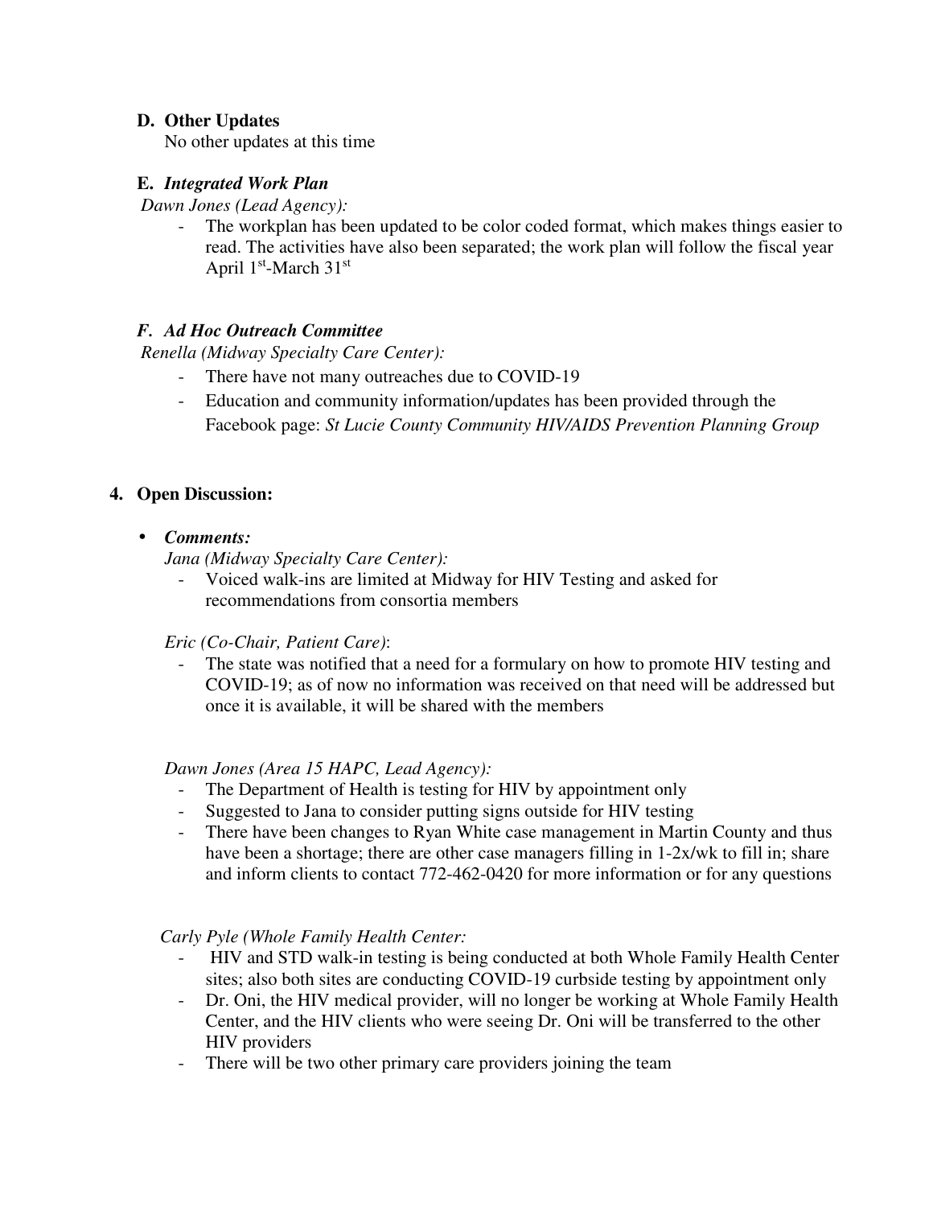**D. Other Updates**

No other updates at this time

**E. *Integrated Work Plan***

*Dawn Jones (Lead Agency):*

- The workplan has been updated to be color coded format, which makes things easier to read. The activities have also been separated; the work plan will follow the fiscal year April 1st-March 31st

***F. Ad Hoc Outreach Committee***

*Renella (Midway Specialty Care Center):*

- There have not many outreaches due to COVID-19
- Education and community information/updates has been provided through the Facebook page: *St Lucie County Community HIV/AIDS Prevention Planning Group*

**4. Open Discussion:**

- ***Comments:***

  *Jana (Midway Specialty Care Center):*

  - Voiced walk-ins are limited at Midway for HIV Testing and asked for recommendations from consortia members

  *Eric (Co-Chair, Patient Care)*:

  - The state was notified that a need for a formulary on how to promote HIV testing and COVID-19; as of now no information was received on that need will be addressed but once it is available, it will be shared with the members

  *Dawn Jones (Area 15 HAPC, Lead Agency):*

  - The Department of Health is testing for HIV by appointment only
  - Suggested to Jana to consider putting signs outside for HIV testing
  - There have been changes to Ryan White case management in Martin County and thus have been a shortage; there are other case managers filling in 1-2x/wk to fill in; share and inform clients to contact 772-462-0420 for more information or for any questions

  *Carly Pyle (Whole Family Health Center:*

  - HIV and STD walk-in testing is being conducted at both Whole Family Health Center sites; also both sites are conducting COVID-19 curbside testing by appointment only
  - Dr. Oni, the HIV medical provider, will no longer be working at Whole Family Health Center, and the HIV clients who were seeing Dr. Oni will be transferred to the other HIV providers
  - There will be two other primary care providers joining the team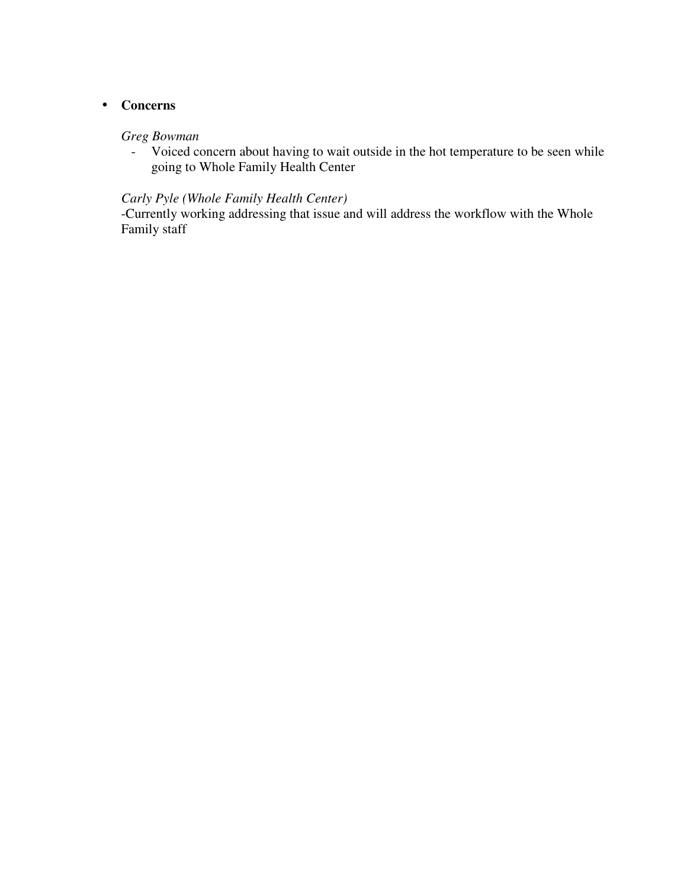- **Concerns**

  *Greg Bowman*

  - Voiced concern about having to wait outside in the hot temperature to be seen while going to Whole Family Health Center

  *Carly Pyle (Whole Family Health Center)*

  -Currently working addressing that issue and will address the workflow with the Whole Family staff